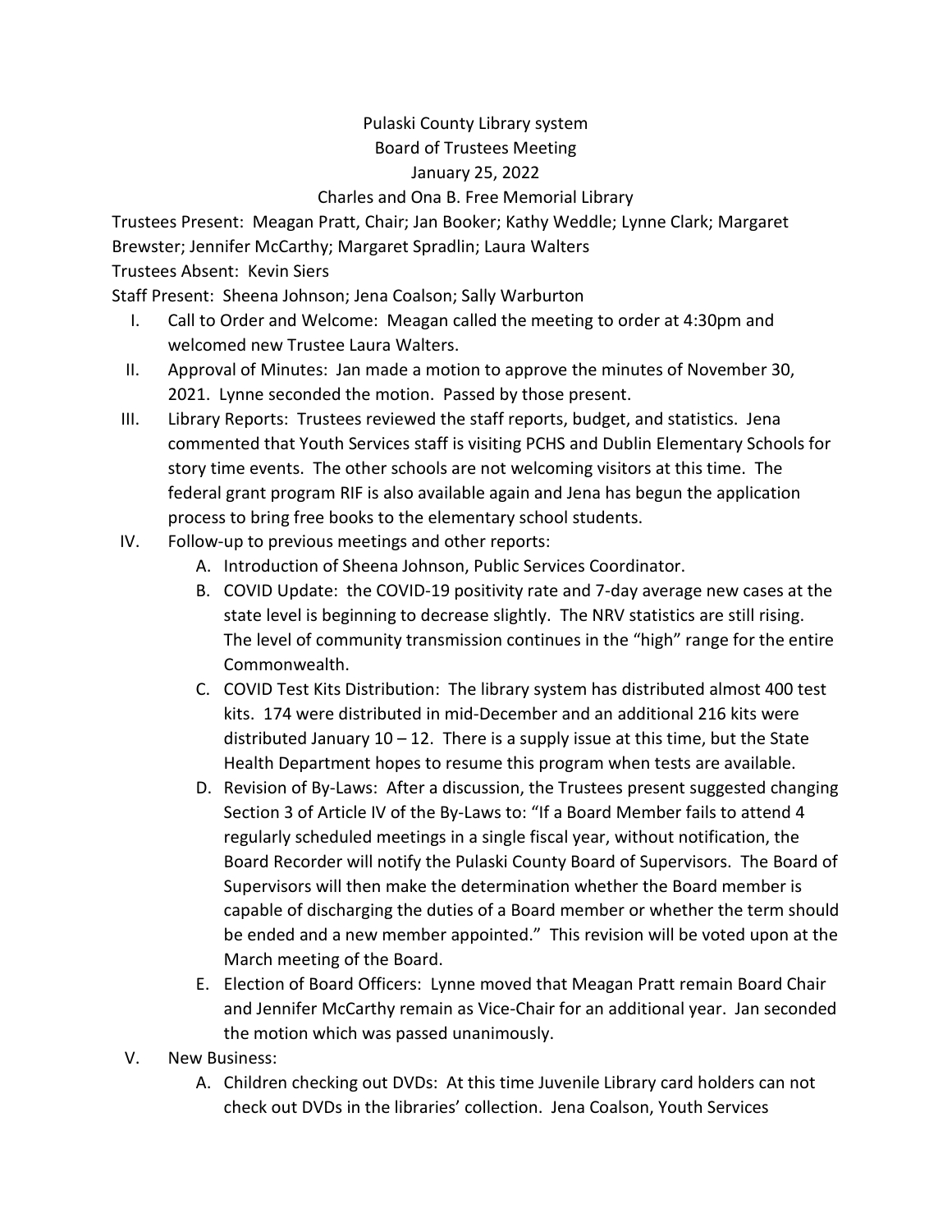Pulaski County Library system

Board of Trustees Meeting

January 25, 2022

Charles and Ona B. Free Memorial Library

Trustees Present: Meagan Pratt, Chair; Jan Booker; Kathy Weddle; Lynne Clark; Margaret Brewster; Jennifer McCarthy; Margaret Spradlin; Laura Walters

Trustees Absent: Kevin Siers

Staff Present: Sheena Johnson; Jena Coalson; Sally Warburton

I. Call to Order and Welcome: Meagan called the meeting to order at 4:30pm and welcomed new Trustee Laura Walters.

II. Approval of Minutes: Jan made a motion to approve the minutes of November 30, 2021. Lynne seconded the motion. Passed by those present.

III. Library Reports: Trustees reviewed the staff reports, budget, and statistics. Jena commented that Youth Services staff is visiting PCHS and Dublin Elementary Schools for story time events. The other schools are not welcoming visitors at this time. The federal grant program RIF is also available again and Jena has begun the application process to bring free books to the elementary school students.

IV. Follow-up to previous meetings and other reports:

   A. Introduction of Sheena Johnson, Public Services Coordinator.

   B. COVID Update: the COVID-19 positivity rate and 7-day average new cases at the state level is beginning to decrease slightly. The NRV statistics are still rising. The level of community transmission continues in the "high" range for the entire Commonwealth.

   C. COVID Test Kits Distribution: The library system has distributed almost 400 test kits. 174 were distributed in mid-December and an additional 216 kits were distributed January 10 – 12. There is a supply issue at this time, but the State Health Department hopes to resume this program when tests are available.

   D. Revision of By-Laws: After a discussion, the Trustees present suggested changing Section 3 of Article IV of the By-Laws to: "If a Board Member fails to attend 4 regularly scheduled meetings in a single fiscal year, without notification, the Board Recorder will notify the Pulaski County Board of Supervisors. The Board of Supervisors will then make the determination whether the Board member is capable of discharging the duties of a Board member or whether the term should be ended and a new member appointed." This revision will be voted upon at the March meeting of the Board.

   E. Election of Board Officers: Lynne moved that Meagan Pratt remain Board Chair and Jennifer McCarthy remain as Vice-Chair for an additional year. Jan seconded the motion which was passed unanimously.

V. New Business:

   A. Children checking out DVDs: At this time Juvenile Library card holders can not check out DVDs in the libraries' collection. Jena Coalson, Youth Services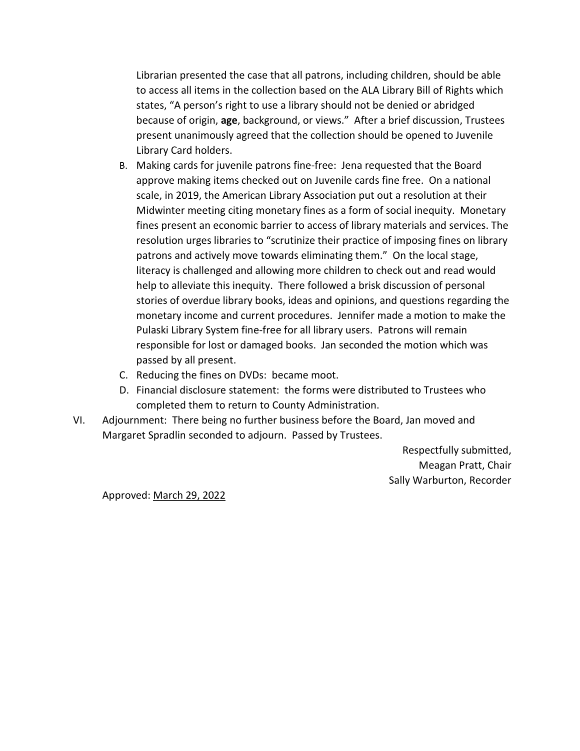Librarian presented the case that all patrons, including children, should be able to access all items in the collection based on the ALA Library Bill of Rights which states, "A person's right to use a library should not be denied or abridged because of origin, **age**, background, or views." After a brief discussion, Trustees present unanimously agreed that the collection should be opened to Juvenile Library Card holders.

B. Making cards for juvenile patrons fine-free: Jena requested that the Board approve making items checked out on Juvenile cards fine free. On a national scale, in 2019, the American Library Association put out a resolution at their Midwinter meeting citing monetary fines as a form of social inequity. Monetary fines present an economic barrier to access of library materials and services. The resolution urges libraries to "scrutinize their practice of imposing fines on library patrons and actively move towards eliminating them." On the local stage, literacy is challenged and allowing more children to check out and read would help to alleviate this inequity. There followed a brisk discussion of personal stories of overdue library books, ideas and opinions, and questions regarding the monetary income and current procedures. Jennifer made a motion to make the Pulaski Library System fine-free for all library users. Patrons will remain responsible for lost or damaged books. Jan seconded the motion which was passed by all present.

C. Reducing the fines on DVDs: became moot.

D. Financial disclosure statement: the forms were distributed to Trustees who completed them to return to County Administration.

VI. Adjournment: There being no further business before the Board, Jan moved and Margaret Spradlin seconded to adjourn. Passed by Trustees.

Respectfully submitted,
Meagan Pratt, Chair
Sally Warburton, Recorder

Approved: March 29, 2022